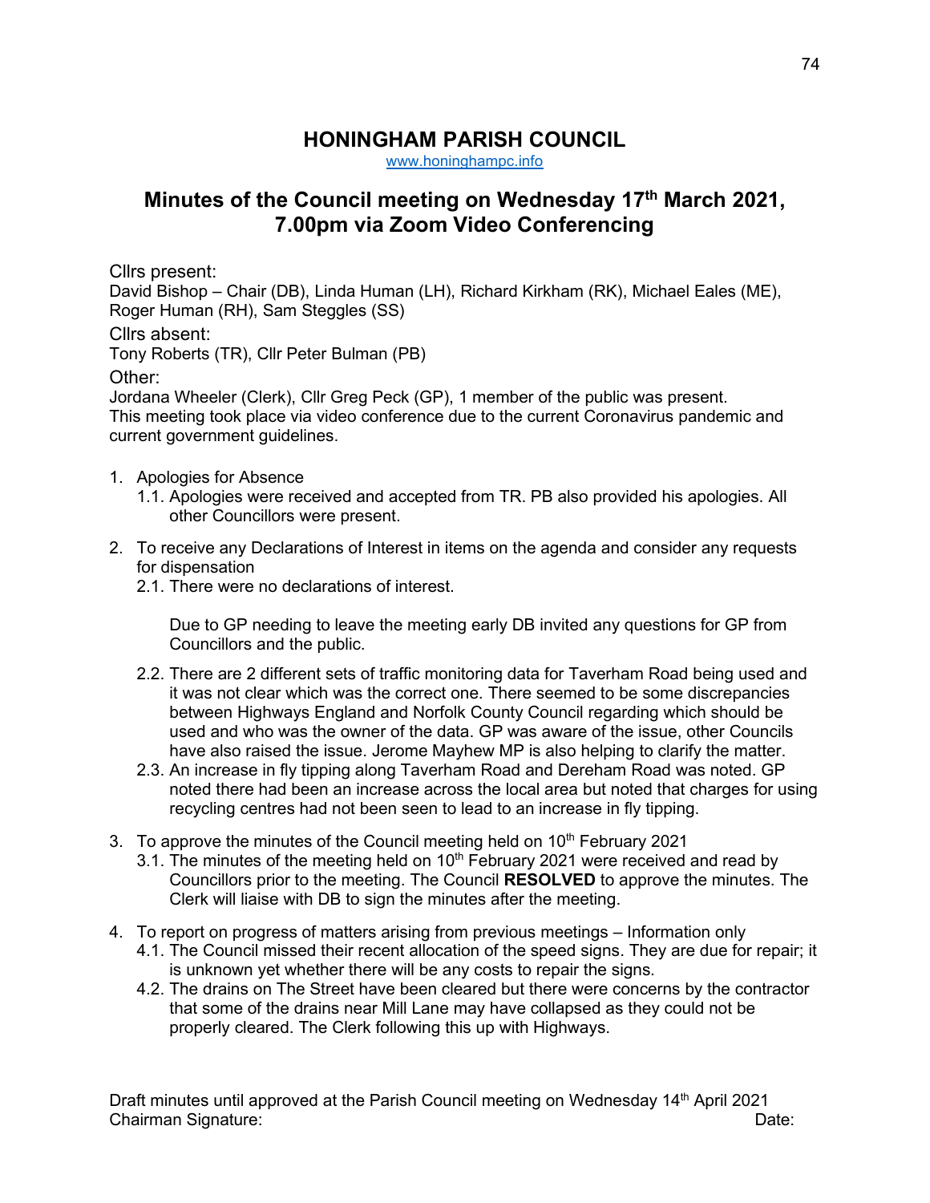# HONINGHAM PARISH COUNCIL

www.honinghampc.info

## Minutes of the Council meeting on Wednesday 17th March 2021, 7.00pm via Zoom Video Conferencing

Cllrs present:
David Bishop – Chair (DB), Linda Human (LH), Richard Kirkham (RK), Michael Eales (ME), Roger Human (RH), Sam Steggles (SS)

Cllrs absent:
Tony Roberts (TR), Cllr Peter Bulman (PB)

Other:
Jordana Wheeler (Clerk), Cllr Greg Peck (GP), 1 member of the public was present.
This meeting took place via video conference due to the current Coronavirus pandemic and current government guidelines.

1. Apologies for Absence
   1.1. Apologies were received and accepted from TR. PB also provided his apologies. All other Councillors were present.

2. To receive any Declarations of Interest in items on the agenda and consider any requests for dispensation
   2.1. There were no declarations of interest.

   Due to GP needing to leave the meeting early DB invited any questions for GP from Councillors and the public.

   2.2. There are 2 different sets of traffic monitoring data for Taverham Road being used and it was not clear which was the correct one. There seemed to be some discrepancies between Highways England and Norfolk County Council regarding which should be used and who was the owner of the data. GP was aware of the issue, other Councils have also raised the issue. Jerome Mayhew MP is also helping to clarify the matter.
   2.3. An increase in fly tipping along Taverham Road and Dereham Road was noted. GP noted there had been an increase across the local area but noted that charges for using recycling centres had not been seen to lead to an increase in fly tipping.

3. To approve the minutes of the Council meeting held on 10th February 2021
   3.1. The minutes of the meeting held on 10th February 2021 were received and read by Councillors prior to the meeting. The Council **RESOLVED** to approve the minutes. The Clerk will liaise with DB to sign the minutes after the meeting.

4. To report on progress of matters arising from previous meetings – Information only
   4.1. The Council missed their recent allocation of the speed signs. They are due for repair; it is unknown yet whether there will be any costs to repair the signs.
   4.2. The drains on The Street have been cleared but there were concerns by the contractor that some of the drains near Mill Lane may have collapsed as they could not be properly cleared. The Clerk following this up with Highways.

Draft minutes until approved at the Parish Council meeting on Wednesday 14th April 2021
Chairman Signature: Date: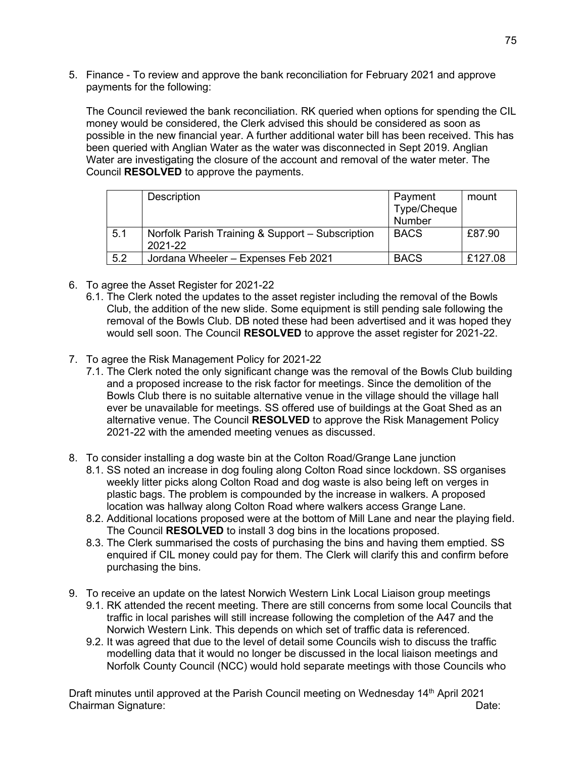5. Finance - To review and approve the bank reconciliation for February 2021 and approve payments for the following:

   The Council reviewed the bank reconciliation. RK queried when options for spending the CIL money would be considered, the Clerk advised this should be considered as soon as possible in the new financial year. A further additional water bill has been received. This has been queried with Anglian Water as the water was disconnected in Sept 2019. Anglian Water are investigating the closure of the account and removal of the water meter. The Council **RESOLVED** to approve the payments.

|  | Description | Payment Type/Cheque Number | mount |
|---|---|---|---|
| 5.1 | Norfolk Parish Training & Support – Subscription 2021-22 | BACS | £87.90 |
| 5.2 | Jordana Wheeler – Expenses Feb 2021 | BACS | £127.08 |

6. To agree the Asset Register for 2021-22
   - 6.1. The Clerk noted the updates to the asset register including the removal of the Bowls Club, the addition of the new slide. Some equipment is still pending sale following the removal of the Bowls Club. DB noted these had been advertised and it was hoped they would sell soon. The Council **RESOLVED** to approve the asset register for 2021-22.

7. To agree the Risk Management Policy for 2021-22
   - 7.1. The Clerk noted the only significant change was the removal of the Bowls Club building and a proposed increase to the risk factor for meetings. Since the demolition of the Bowls Club there is no suitable alternative venue in the village should the village hall ever be unavailable for meetings. SS offered use of buildings at the Goat Shed as an alternative venue. The Council **RESOLVED** to approve the Risk Management Policy 2021-22 with the amended meeting venues as discussed.

8. To consider installing a dog waste bin at the Colton Road/Grange Lane junction
   - 8.1. SS noted an increase in dog fouling along Colton Road since lockdown. SS organises weekly litter picks along Colton Road and dog waste is also being left on verges in plastic bags. The problem is compounded by the increase in walkers. A proposed location was hallway along Colton Road where walkers access Grange Lane.
   - 8.2. Additional locations proposed were at the bottom of Mill Lane and near the playing field. The Council **RESOLVED** to install 3 dog bins in the locations proposed.
   - 8.3. The Clerk summarised the costs of purchasing the bins and having them emptied. SS enquired if CIL money could pay for them. The Clerk will clarify this and confirm before purchasing the bins.

9. To receive an update on the latest Norwich Western Link Local Liaison group meetings
   - 9.1. RK attended the recent meeting. There are still concerns from some local Councils that traffic in local parishes will still increase following the completion of the A47 and the Norwich Western Link. This depends on which set of traffic data is referenced.
   - 9.2. It was agreed that due to the level of detail some Councils wish to discuss the traffic modelling data that it would no longer be discussed in the local liaison meetings and Norfolk County Council (NCC) would hold separate meetings with those Councils who

Draft minutes until approved at the Parish Council meeting on Wednesday 14th April 2021
Chairman Signature: Date: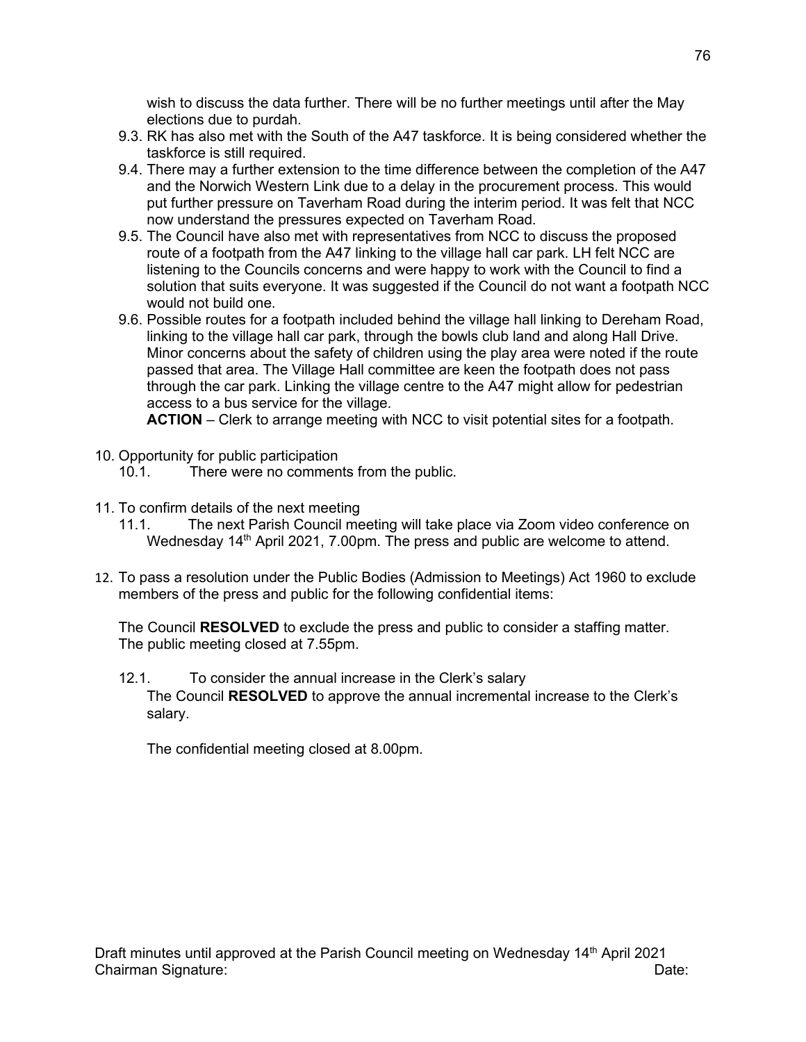wish to discuss the data further. There will be no further meetings until after the May elections due to purdah.

9.3. RK has also met with the South of the A47 taskforce. It is being considered whether the taskforce is still required.

9.4. There may a further extension to the time difference between the completion of the A47 and the Norwich Western Link due to a delay in the procurement process. This would put further pressure on Taverham Road during the interim period. It was felt that NCC now understand the pressures expected on Taverham Road.

9.5. The Council have also met with representatives from NCC to discuss the proposed route of a footpath from the A47 linking to the village hall car park. LH felt NCC are listening to the Councils concerns and were happy to work with the Council to find a solution that suits everyone. It was suggested if the Council do not want a footpath NCC would not build one.

9.6. Possible routes for a footpath included behind the village hall linking to Dereham Road, linking to the village hall car park, through the bowls club land and along Hall Drive. Minor concerns about the safety of children using the play area were noted if the route passed that area. The Village Hall committee are keen the footpath does not pass through the car park. Linking the village centre to the A47 might allow for pedestrian access to a bus service for the village.

**ACTION** – Clerk to arrange meeting with NCC to visit potential sites for a footpath.

10. Opportunity for public participation

10.1. There were no comments from the public.

11. To confirm details of the next meeting

11.1. The next Parish Council meeting will take place via Zoom video conference on Wednesday 14th April 2021, 7.00pm. The press and public are welcome to attend.

12. To pass a resolution under the Public Bodies (Admission to Meetings) Act 1960 to exclude members of the press and public for the following confidential items:

The Council **RESOLVED** to exclude the press and public to consider a staffing matter. The public meeting closed at 7.55pm.

12.1. To consider the annual increase in the Clerk's salary

The Council **RESOLVED** to approve the annual incremental increase to the Clerk's salary.

The confidential meeting closed at 8.00pm.

Draft minutes until approved at the Parish Council meeting on Wednesday 14th April 2021
Chairman Signature: Date: